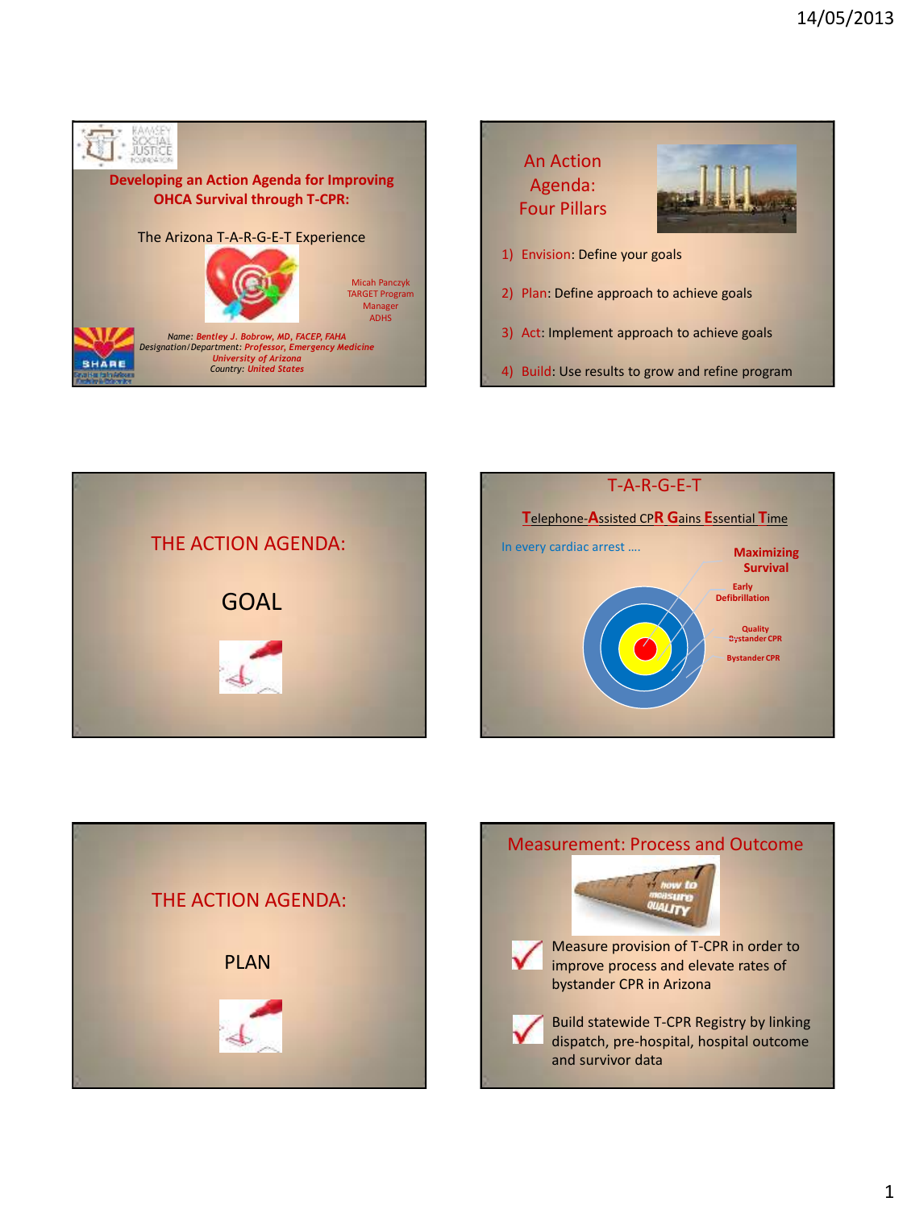## Developing an Action Agenda for Improving OHCA Survival through T-CPR:

The Arizona T-A-R-G-E-T Experience

Micah Panczyk
TARGET Program Manager
ADHS

*Name: Bentley J. Bobrow, MD, FACEP, FAHA*
*Designation/Department: Professor, Emergency Medicine*
*University of Arizona*
*Country: United States*

---

## An Action Agenda: Four Pillars

1) Envision: Define your goals
2) Plan: Define approach to achieve goals
3) Act: Implement approach to achieve goals
4) Build: Use results to grow and refine program

---

## THE ACTION AGENDA:

GOAL

---

## T-A-R-G-E-T

**T**elephone-**A**ssisted CP**R** **G**ains **E**ssential **T**ime

In every cardiac arrest ….

- Maximizing Survival
- Early Defibrillation
- Quality Bystander CPR
- Bystander CPR

---

## THE ACTION AGENDA:

PLAN

---

## Measurement: Process and Outcome

- Measure provision of T-CPR in order to improve process and elevate rates of bystander CPR in Arizona
- Build statewide T-CPR Registry by linking dispatch, pre-hospital, hospital outcome and survivor data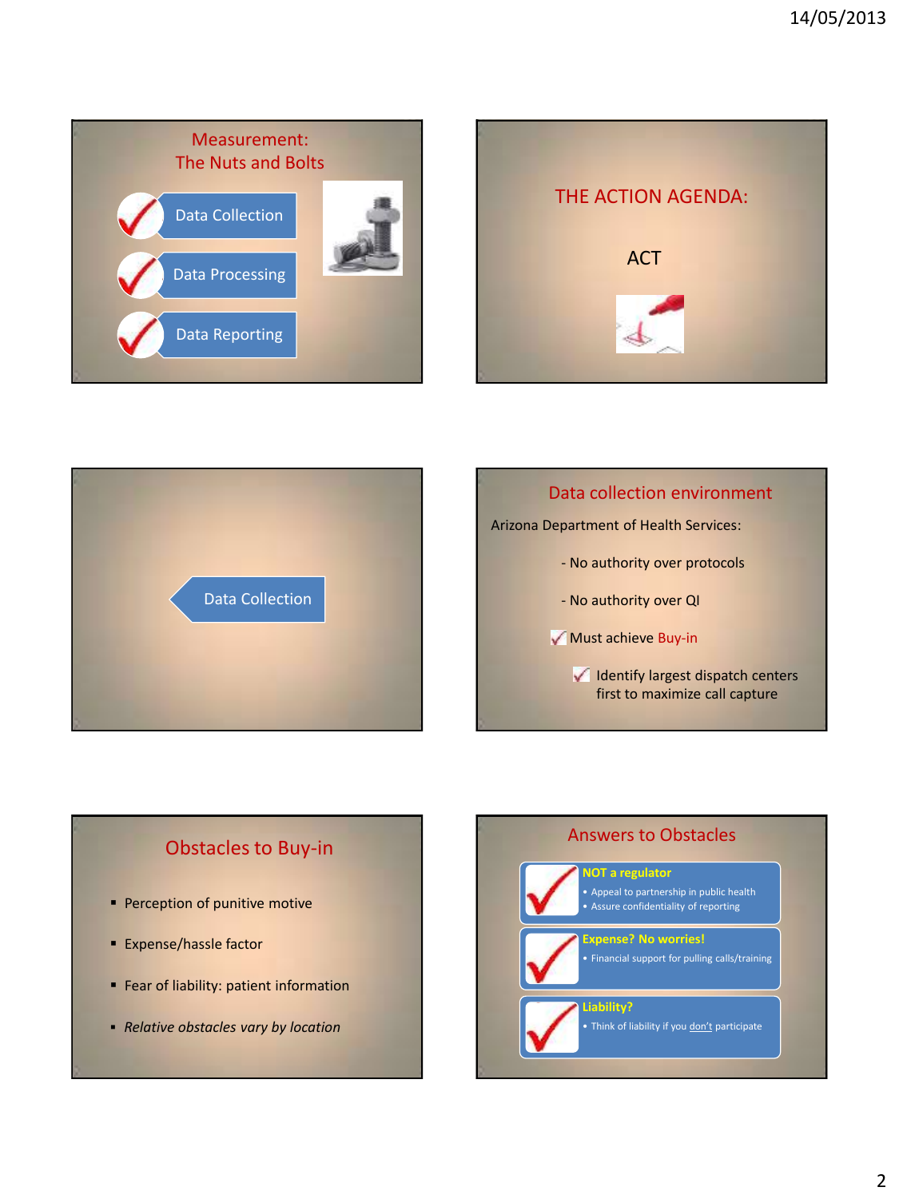## Measurement: The Nuts and Bolts

- Data Collection
- Data Processing
- Data Reporting

## THE ACTION AGENDA:

ACT

## Data Collection

## Data collection environment

Arizona Department of Health Services:

- No authority over protocols
- No authority over QI

✓ Must achieve Buy-in

✓ Identify largest dispatch centers first to maximize call capture

## Obstacles to Buy-in

- Perception of punitive motive
- Expense/hassle factor
- Fear of liability: patient information
- *Relative obstacles vary by location*

## Answers to Obstacles

**NOT a regulator**
- Appeal to partnership in public health
- Assure confidentiality of reporting

**Expense? No worries!**
- Financial support for pulling calls/training

**Liability?**
- Think of liability if you don't participate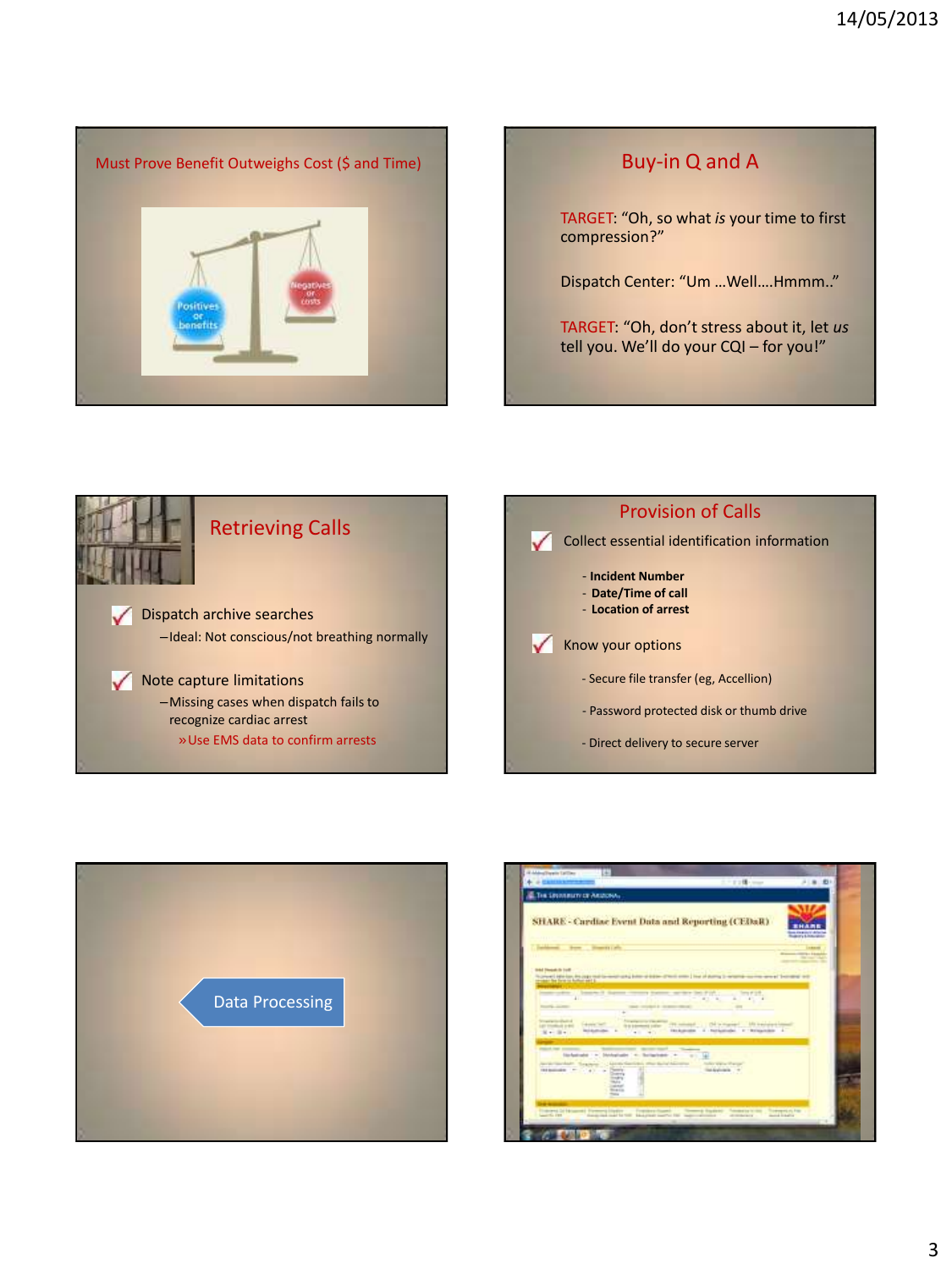## Must Prove Benefit Outweighs Cost ($ and Time)

Positives or benefits

Negatives or costs

## Buy-in Q and A

TARGET: "Oh, so what *is* your time to first compression?"

Dispatch Center: "Um …Well….Hmmm.."

TARGET: "Oh, don't stress about it, let *us* tell you. We'll do your CQI – for you!"

## Retrieving Calls

- Dispatch archive searches
  - Ideal: Not conscious/not breathing normally
- Note capture limitations
  - Missing cases when dispatch fails to recognize cardiac arrest
    - » Use EMS data to confirm arrests

## Provision of Calls

- Collect essential identification information
  - **Incident Number**
  - **Date/Time of call**
  - **Location of arrest**
- Know your options
  - Secure file transfer (eg, Accellion)
  - Password protected disk or thumb drive
  - Direct delivery to secure server

## Data Processing

SHARE - Cardiac Event Data and Reporting (CEDaR)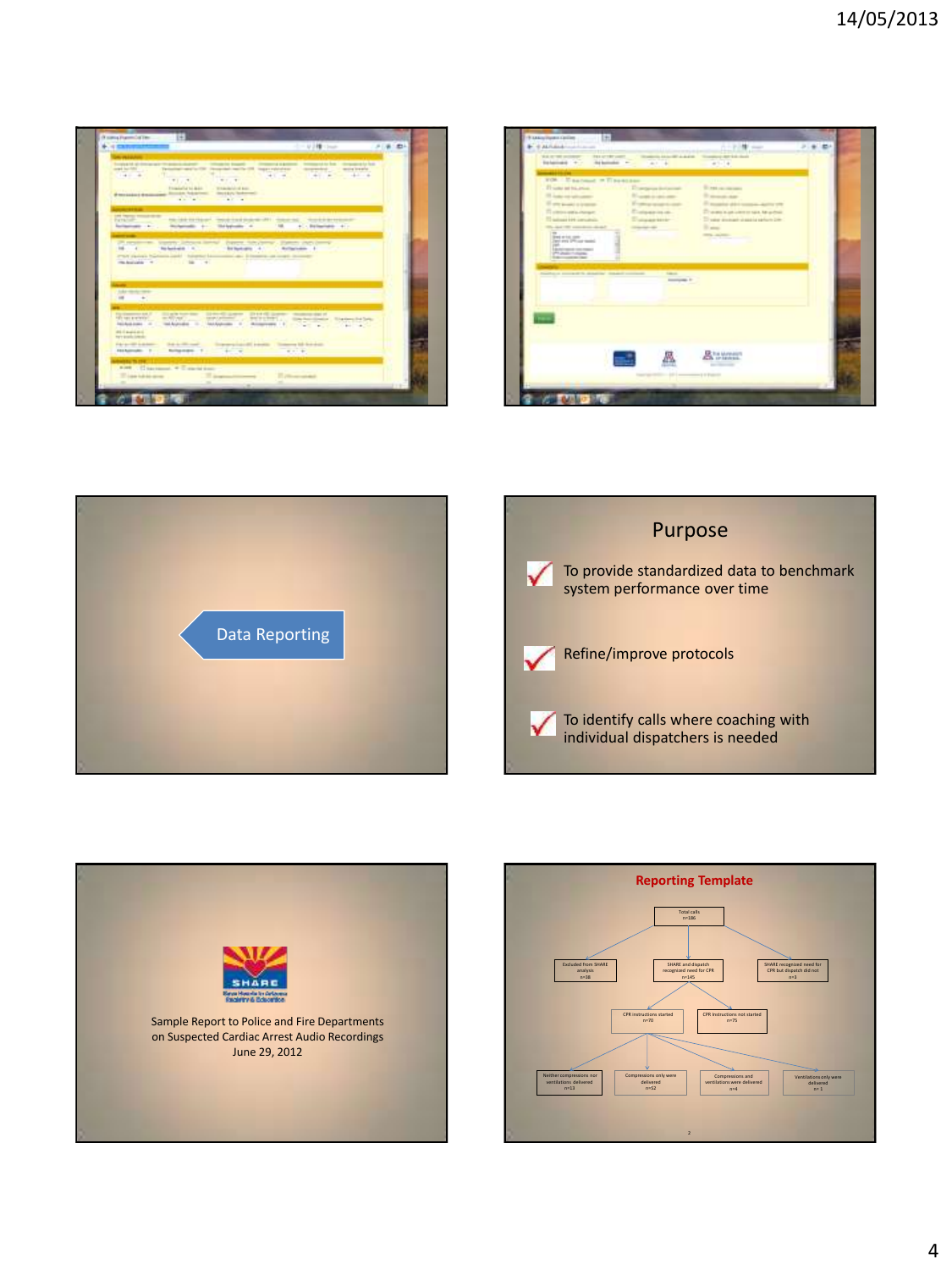Data Reporting

## Purpose

- To provide standardized data to benchmark system performance over time
- Refine/improve protocols
- To identify calls where coaching with individual dispatchers is needed

Sample Report to Police and Fire Departments on Suspected Cardiac Arrest Audio Recordings
June 29, 2012

## Reporting Template

- Total calls n=186
  - Excluded from SHARE analysis n=38
  - SHARE and dispatch recognized need for CPR n=145
    - CPR instructions started n=70
      - Neither compressions nor ventilations delivered n=13
      - Compressions only were delivered n=52
      - Compressions and ventilations were delivered n=4
      - Ventilations only were delivered n=1
    - CPR instructions not started n=75
  - SHARE recognized need for CPR but dispatch did not n=3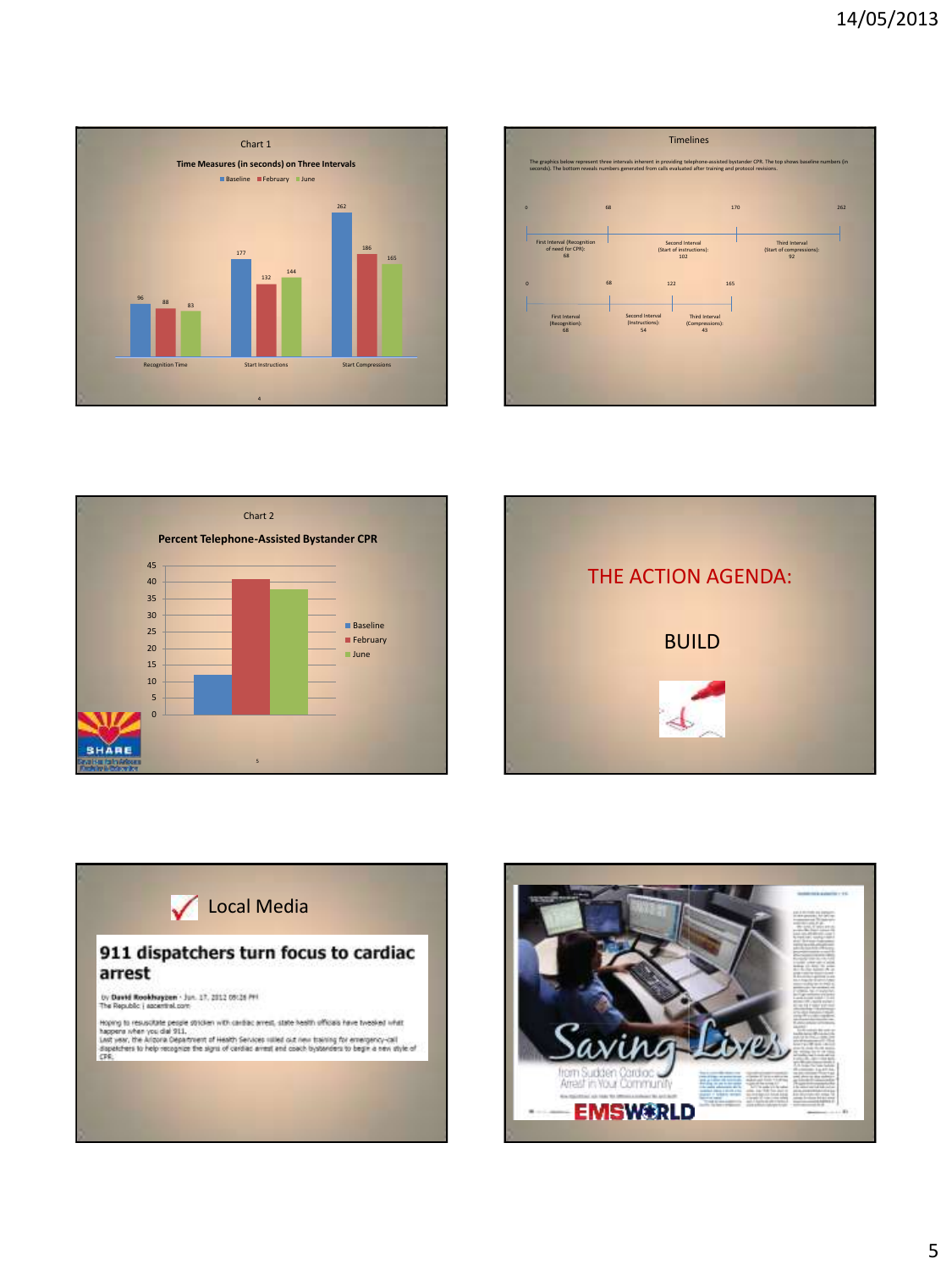## Chart 1

**Time Measures (in seconds) on Three Intervals**

| | Baseline | February | June |
|---|---|---|---|
| Recognition Time | 96 | 88 | 83 |
| Start Instructions | 177 | 132 | 144 |
| Start Compressions | 262 | 186 | 165 |

## Timelines

The graphics below represent three intervals inherent in providing telephone-assisted bystander CPR. The top shows baseline numbers (in seconds). The bottom reveals numbers generated from calls evaluated after training and protocol revisions.

0 — 68 — 170 — 262

First Interval (Recognition of need for CPR): 68

Second Interval (Start of instructions): 102

Third Interval (Start of compressions): 92

0 — 68 — 122 — 165

First Interval (Recognition): 68

Second Interval (Instructions): 54

Third Interval (Compressions): 43

## Chart 2

**Percent Telephone-Assisted Bystander CPR**

| | Percent |
|---|---|
| Baseline | 12 |
| February | 41 |
| June | 38 |

SHARE

## THE ACTION AGENDA:

BUILD

## Local Media

**911 dispatchers turn focus to cardiac arrest**

by David Rookhuyzen · Jun. 17, 2012 08:28 PM
The Republic | azcentral.com

Hoping to resuscitate people stricken with cardiac arrest, state health officials have tweaked what happens when you dial 911.
Last year, the Arizona Department of Health Services rolled out new training for emergency-call dispatchers to help recognize the signs of cardiac arrest and coach bystanders to begin a new style of CPR.

Saving Lives from Sudden Cardiac Arrest in Your Community

EMSWORLD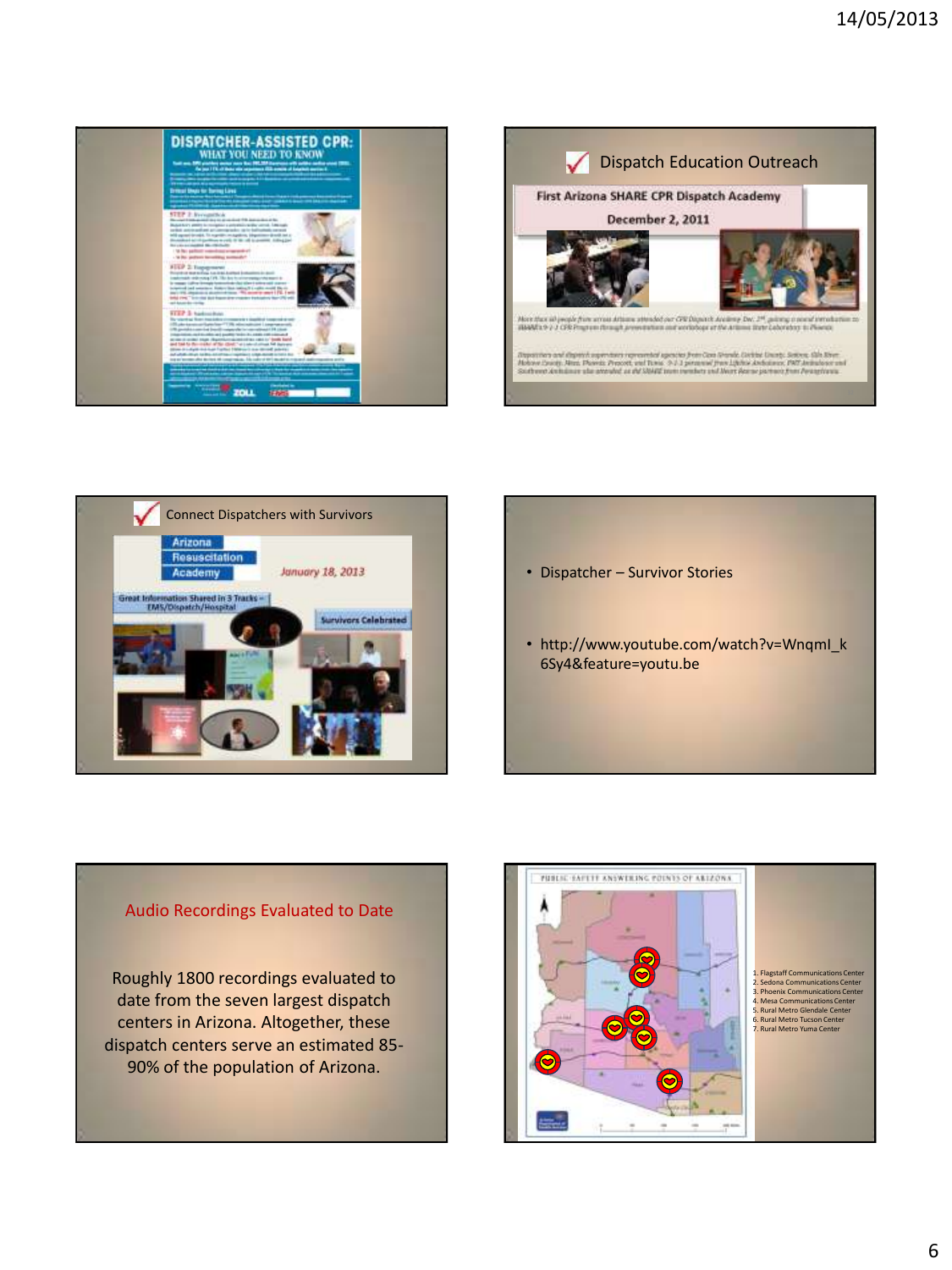## DISPATCHER-ASSISTED CPR: WHAT YOU NEED TO KNOW

## Dispatch Education Outreach

First Arizona SHARE CPR Dispatch Academy

December 2, 2011

## Connect Dispatchers with Survivors

Arizona Resuscitation Academy

January 18, 2013

Great Information Shared in 3 Tracks – EMS/Dispatch/Hospital

Survivors Celebrated

---

- Dispatcher – Survivor Stories
- http://www.youtube.com/watch?v=WnqmI_k6Sy4&feature=youtu.be

## Audio Recordings Evaluated to Date

Roughly 1800 recordings evaluated to date from the seven largest dispatch centers in Arizona. Altogether, these dispatch centers serve an estimated 85-90% of the population of Arizona.

---

PUBLIC SAFETY ANSWERING POINTS OF ARIZONA

1. Flagstaff Communications Center
2. Sedona Communications Center
3. Phoenix Communications Center
4. Mesa Communications Center
5. Rural Metro Glendale Center
6. Rural Metro Tucson Center
7. Rural Metro Yuma Center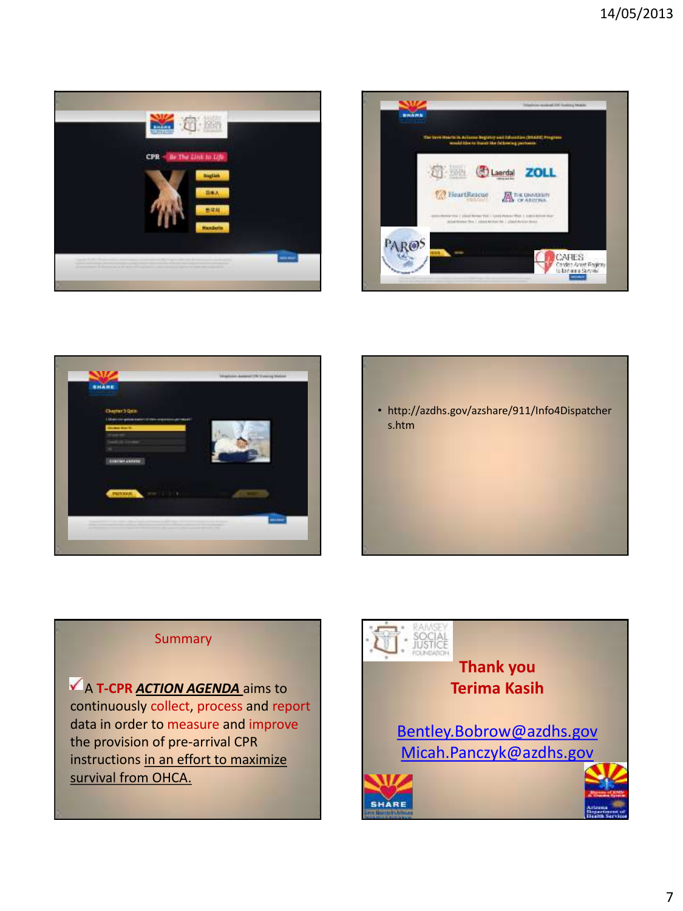- http://azdhs.gov/azshare/911/Info4Dispatchers.htm

## Summary

✓ A **T-CPR *ACTION AGENDA*** aims to continuously collect, process and report data in order to measure and improve the provision of pre-arrival CPR instructions in an effort to maximize survival from OHCA.

## Thank you
## Terima Kasih

Bentley.Bobrow@azdhs.gov
Micah.Panczyk@azdhs.gov